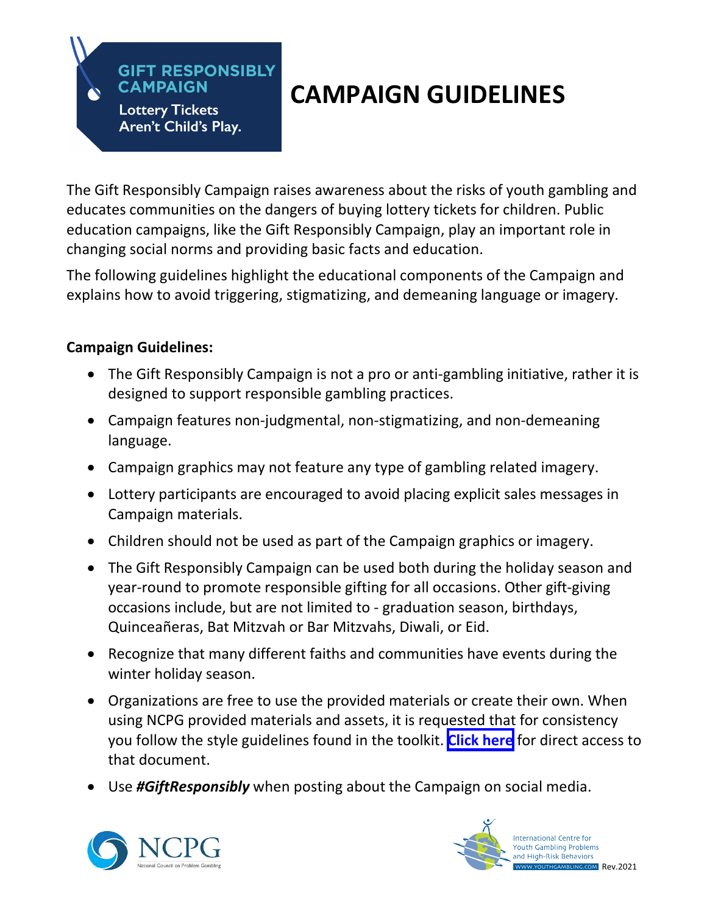**GIFT RESPONSIBLY CAMPAIGN**

Lottery Tickets Aren't Child's Play.

# CAMPAIGN GUIDELINES

The Gift Responsibly Campaign raises awareness about the risks of youth gambling and educates communities on the dangers of buying lottery tickets for children. Public education campaigns, like the Gift Responsibly Campaign, play an important role in changing social norms and providing basic facts and education.

The following guidelines highlight the educational components of the Campaign and explains how to avoid triggering, stigmatizing, and demeaning language or imagery.

**Campaign Guidelines:**

- The Gift Responsibly Campaign is not a pro or anti-gambling initiative, rather it is designed to support responsible gambling practices.
- Campaign features non-judgmental, non-stigmatizing, and non-demeaning language.
- Campaign graphics may not feature any type of gambling related imagery.
- Lottery participants are encouraged to avoid placing explicit sales messages in Campaign materials.
- Children should not be used as part of the Campaign graphics or imagery.
- The Gift Responsibly Campaign can be used both during the holiday season and year-round to promote responsible gifting for all occasions. Other gift-giving occasions include, but are not limited to - graduation season, birthdays, Quinceañeras, Bat Mitzvah or Bar Mitzvahs, Diwali, or Eid.
- Recognize that many different faiths and communities have events during the winter holiday season.
- Organizations are free to use the provided materials or create their own. When using NCPG provided materials and assets, it is requested that for consistency you follow the style guidelines found in the toolkit. **Click here** for direct access to that document.
- Use ***#GiftResponsibly*** when posting about the Campaign on social media.

NCPG National Council on Problem Gambling

International Centre for Youth Gambling Problems and High-Risk Behaviors WWW.YOUTHGAMBLING.COM Rev.2021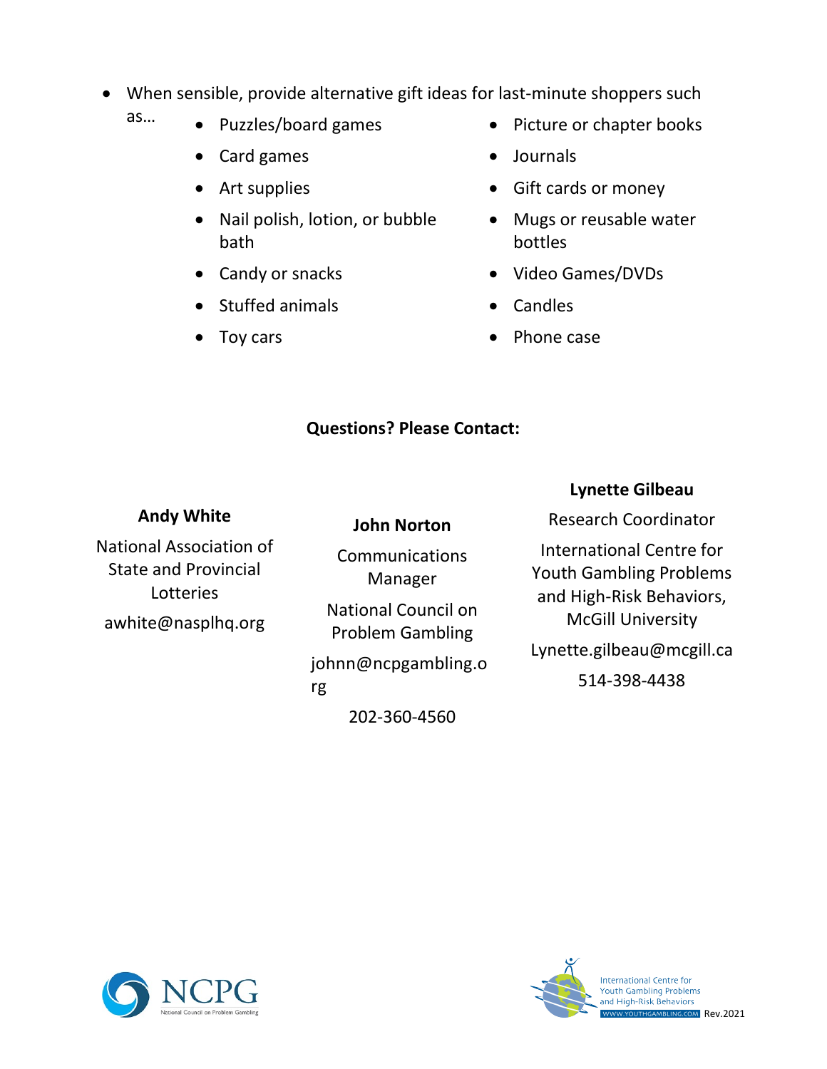- When sensible, provide alternative gift ideas for last-minute shoppers such as…
  - Puzzles/board games
  - Card games
  - Art supplies
  - Nail polish, lotion, or bubble bath
  - Candy or snacks
  - Stuffed animals
  - Toy cars
  - Picture or chapter books
  - Journals
  - Gift cards or money
  - Mugs or reusable water bottles
  - Video Games/DVDs
  - Candles
  - Phone case

**Questions? Please Contact:**

**Andy White**

National Association of State and Provincial Lotteries

awhite@nasplhq.org

**John Norton**

Communications Manager

National Council on Problem Gambling

johnn@ncpgambling.org

202-360-4560

**Lynette Gilbeau**

Research Coordinator

International Centre for Youth Gambling Problems and High-Risk Behaviors, McGill University

Lynette.gilbeau@mcgill.ca

514-398-4438

NCPG National Council on Problem Gambling

International Centre for Youth Gambling Problems and High-Risk Behaviors WWW.YOUTHGAMBLING.COM Rev.2021